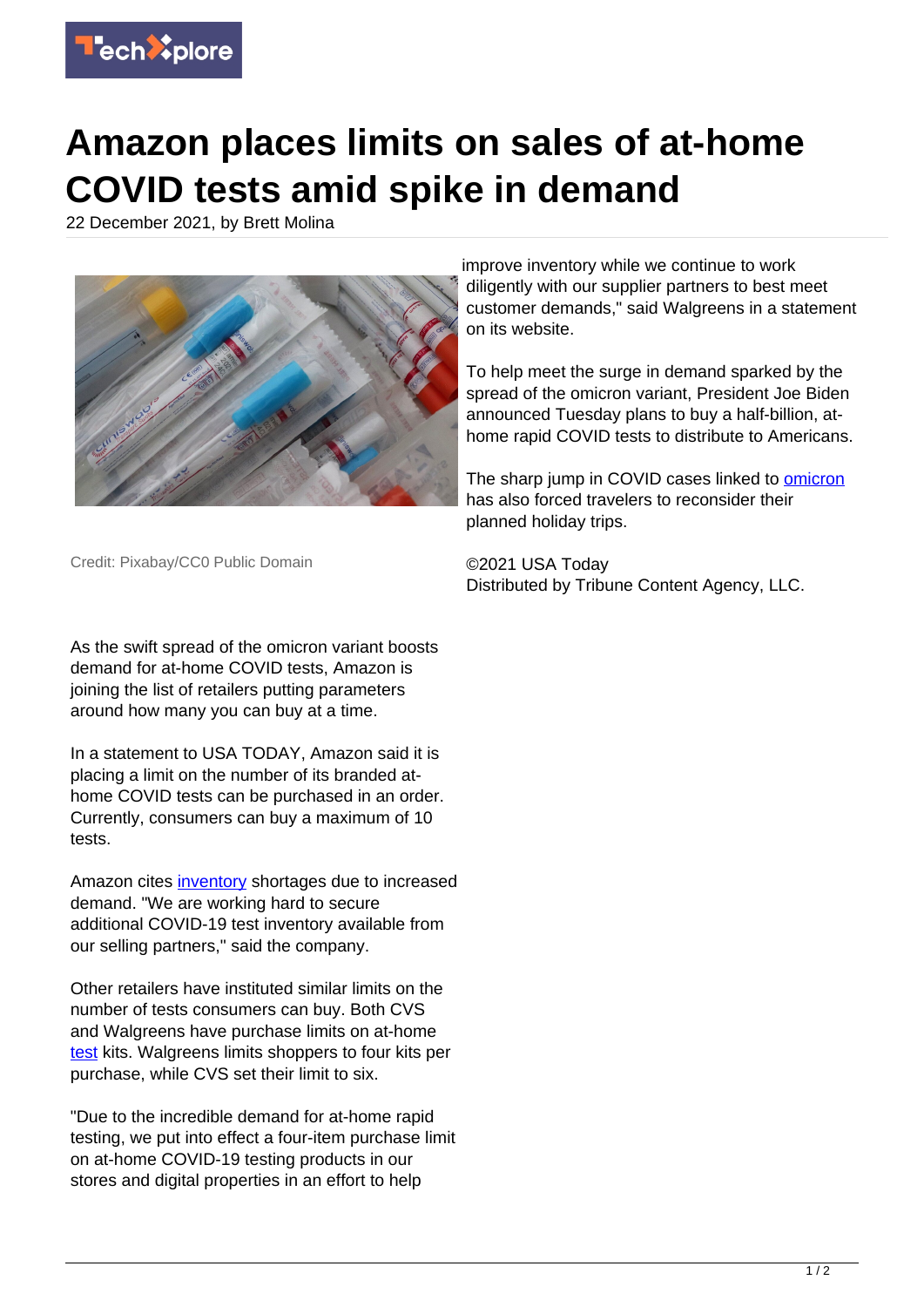# Amazon places limits on sales of at-home COVID tests amid spike in demand

22 December 2021, by Brett Molina

Credit: Pixabay/CC0 Public Domain

As the swift spread of the omicron variant boosts demand for at-home COVID tests, Amazon is joining the list of retailers putting parameters around how many you can buy at a time.

In a statement to USA TODAY, Amazon said it is placing a limit on the number of its branded at-home COVID tests can be purchased in an order. Currently, consumers can buy a maximum of 10 tests.

Amazon cites inventory shortages due to increased demand. "We are working hard to secure additional COVID-19 test inventory available from our selling partners," said the company.

Other retailers have instituted similar limits on the number of tests consumers can buy. Both CVS and Walgreens have purchase limits on at-home test kits. Walgreens limits shoppers to four kits per purchase, while CVS set their limit to six.

"Due to the incredible demand for at-home rapid testing, we put into effect a four-item purchase limit on at-home COVID-19 testing products in our stores and digital properties in an effort to help improve inventory while we continue to work diligently with our supplier partners to best meet customer demands," said Walgreens in a statement on its website.

To help meet the surge in demand sparked by the spread of the omicron variant, President Joe Biden announced Tuesday plans to buy a half-billion, at-home rapid COVID tests to distribute to Americans.

The sharp jump in COVID cases linked to omicron has also forced travelers to reconsider their planned holiday trips.

©2021 USA Today
Distributed by Tribune Content Agency, LLC.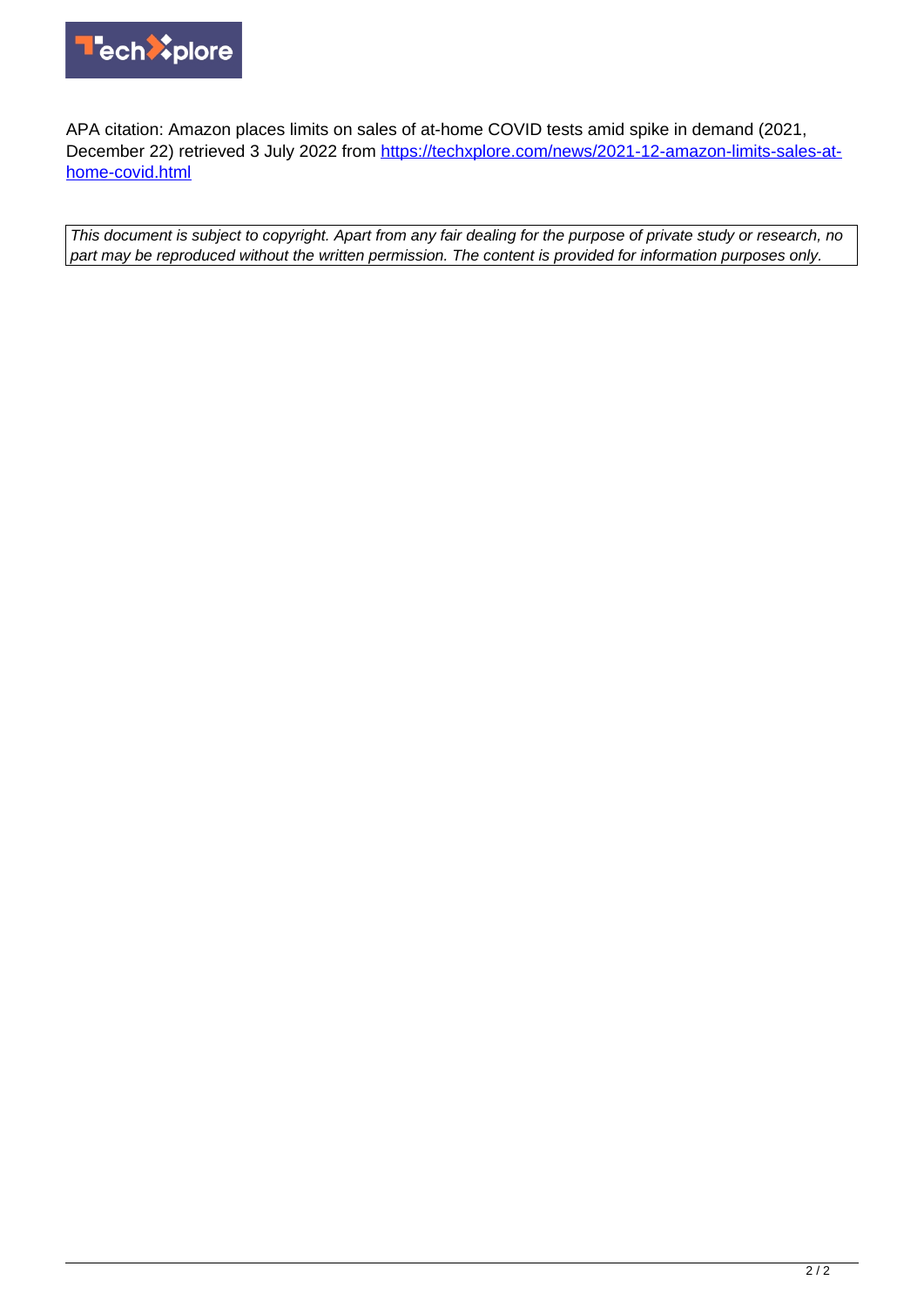APA citation: Amazon places limits on sales of at-home COVID tests amid spike in demand (2021, December 22) retrieved 3 July 2022 from [https://techxplore.com/news/2021-12-amazon-limits-sales-at-home-covid.html](https://techxplore.com/news/2021-12-amazon-limits-sales-at-home-covid.html)

*This document is subject to copyright. Apart from any fair dealing for the purpose of private study or research, no part may be reproduced without the written permission. The content is provided for information purposes only.*